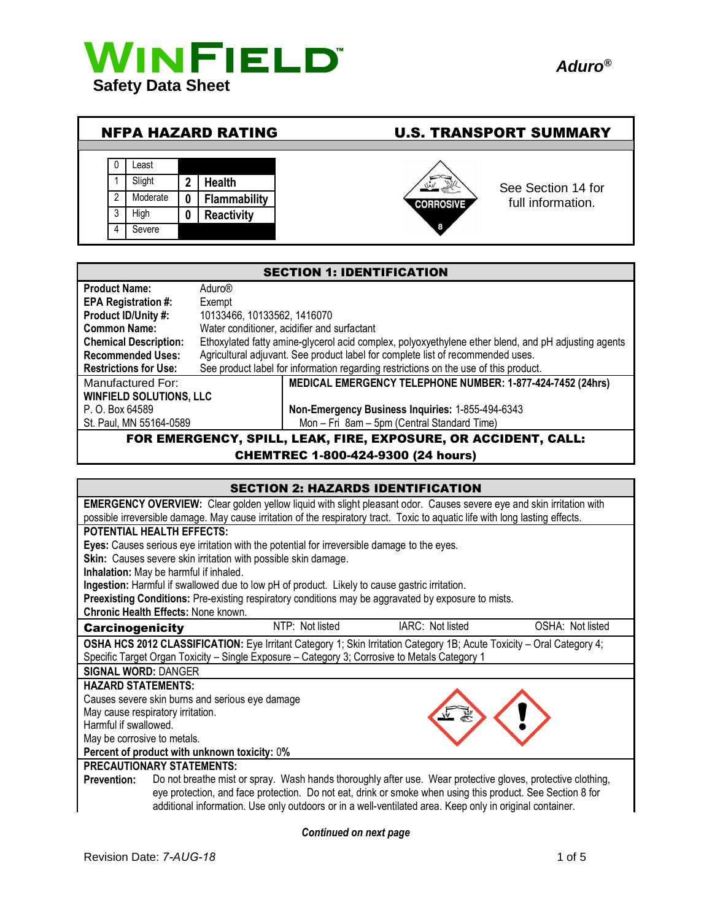# WINFIELD™

## Safety Data Sheet

*Aduro®*

## NFPA HAZARD RATING

| | | | |
|---|---|---|---|
| 0 | Least | | |
| 1 | Slight | 2 | Health |
| 2 | Moderate | 0 | Flammability |
| 3 | High | 0 | Reactivity |
| 4 | Severe | | |

## U.S. TRANSPORT SUMMARY

CORROSIVE 8

See Section 14 for full information.

## SECTION 1: IDENTIFICATION

**Product Name:** Aduro®
**EPA Registration #:** Exempt
**Product ID/Unity #:** 10133466, 10133562, 1416070
**Common Name:** Water conditioner, acidifier and surfactant
**Chemical Description:** Ethoxylated fatty amine-glycerol acid complex, polyoxyethylene ether blend, and pH adjusting agents
**Recommended Uses:** Agricultural adjuvant. See product label for complete list of recommended uses.
**Restrictions for Use:** See product label for information regarding restrictions on the use of this product.

Manufactured For:
**WINFIELD SOLUTIONS, LLC**
P. O. Box 64589
St. Paul, MN 55164-0589

**MEDICAL EMERGENCY TELEPHONE NUMBER: 1-877-424-7452 (24hrs)**

**Non-Emergency Business Inquiries:** 1-855-494-6343
Mon – Fri 8am – 5pm (Central Standard Time)

**FOR EMERGENCY, SPILL, LEAK, FIRE, EXPOSURE, OR ACCIDENT, CALL: CHEMTREC 1-800-424-9300 (24 hours)**

## SECTION 2: HAZARDS IDENTIFICATION

**EMERGENCY OVERVIEW:** Clear golden yellow liquid with slight pleasant odor. Causes severe eye and skin irritation with possible irreversible damage. May cause irritation of the respiratory tract. Toxic to aquatic life with long lasting effects.

**POTENTIAL HEALTH EFFECTS:**

**Eyes:** Causes serious eye irritation with the potential for irreversible damage to the eyes.
**Skin:** Causes severe skin irritation with possible skin damage.
**Inhalation:** May be harmful if inhaled.
**Ingestion:** Harmful if swallowed due to low pH of product. Likely to cause gastric irritation.
**Preexisting Conditions:** Pre-existing respiratory conditions may be aggravated by exposure to mists.
**Chronic Health Effects:** None known.

| **Carcinogenicity** | NTP: Not listed | IARC: Not listed | OSHA: Not listed |
|---|---|---|---|

**OSHA HCS 2012 CLASSIFICATION:** Eye Irritant Category 1; Skin Irritation Category 1B; Acute Toxicity – Oral Category 4; Specific Target Organ Toxicity – Single Exposure – Category 3; Corrosive to Metals Category 1

**SIGNAL WORD:** DANGER

**HAZARD STATEMENTS:**

Causes severe skin burns and serious eye damage
May cause respiratory irritation.
Harmful if swallowed.
May be corrosive to metals.
**Percent of product with unknown toxicity:** 0%

**PRECAUTIONARY STATEMENTS:**

**Prevention:** Do not breathe mist or spray. Wash hands thoroughly after use. Wear protective gloves, protective clothing, eye protection, and face protection. Do not eat, drink or smoke when using this product. See Section 8 for additional information. Use only outdoors or in a well-ventilated area. Keep only in original container.

*Continued on next page*

Revision Date: *7-AUG-18*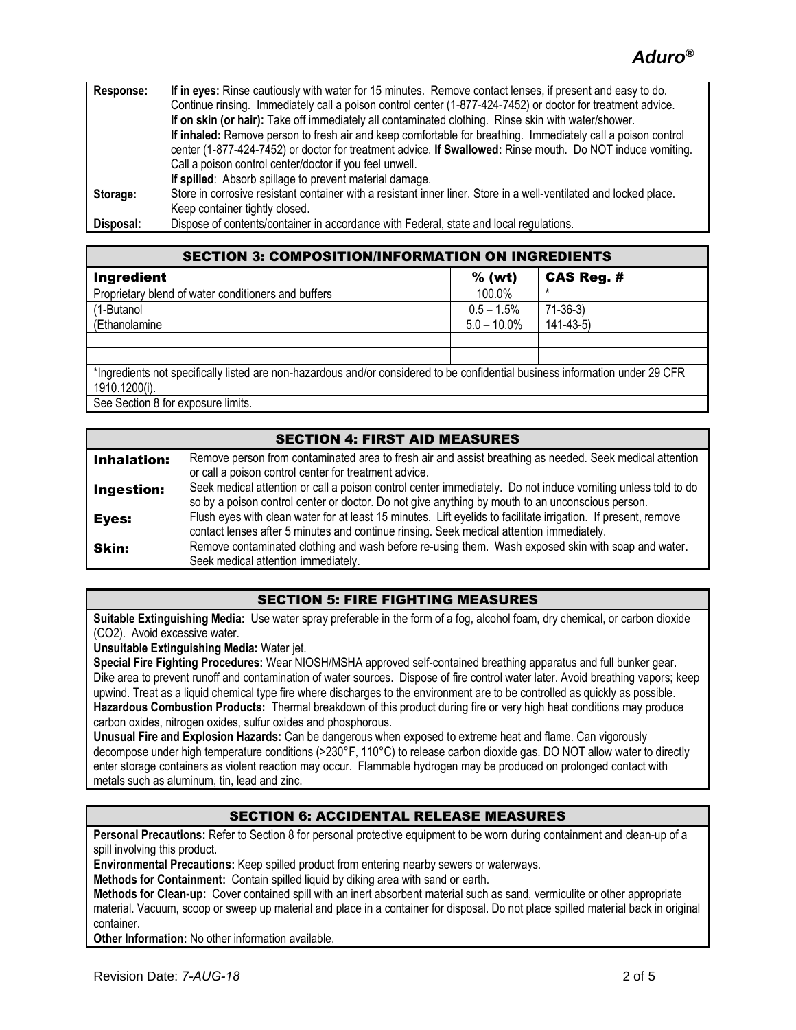| | |
|---|---|
| **Response:** | **If in eyes:** Rinse cautiously with water for 15 minutes. Remove contact lenses, if present and easy to do. Continue rinsing. Immediately call a poison control center (1-877-424-7452) or doctor for treatment advice. **If on skin (or hair):** Take off immediately all contaminated clothing. Rinse skin with water/shower. **If inhaled:** Remove person to fresh air and keep comfortable for breathing. Immediately call a poison control center (1-877-424-7452) or doctor for treatment advice. **If Swallowed:** Rinse mouth. Do NOT induce vomiting. Call a poison control center/doctor if you feel unwell. **If spilled**: Absorb spillage to prevent material damage. |
| **Storage:** | Store in corrosive resistant container with a resistant inner liner. Store in a well-ventilated and locked place. Keep container tightly closed. |
| **Disposal:** | Dispose of contents/container in accordance with Federal, state and local regulations. |

## SECTION 3: COMPOSITION/INFORMATION ON INGREDIENTS

| Ingredient | % (wt) | CAS Reg. # |
|---|---|---|
| Proprietary blend of water conditioners and buffers | 100.0% | * |
| (1-Butanol | 0.5 – 1.5% | 71-36-3) |
| (Ethanolamine | 5.0 – 10.0% | 141-43-5) |
| | | |
| | | |

*Ingredients not specifically listed are non-hazardous and/or considered to be confidential business information under 29 CFR 1910.1200(i).

See Section 8 for exposure limits.

## SECTION 4: FIRST AID MEASURES

| | |
|---|---|
| **Inhalation:** | Remove person from contaminated area to fresh air and assist breathing as needed. Seek medical attention or call a poison control center for treatment advice. |
| **Ingestion:** | Seek medical attention or call a poison control center immediately. Do not induce vomiting unless told to do so by a poison control center or doctor. Do not give anything by mouth to an unconscious person. |
| **Eyes:** | Flush eyes with clean water for at least 15 minutes. Lift eyelids to facilitate irrigation. If present, remove contact lenses after 5 minutes and continue rinsing. Seek medical attention immediately. |
| **Skin:** | Remove contaminated clothing and wash before re-using them. Wash exposed skin with soap and water. Seek medical attention immediately. |

## SECTION 5: FIRE FIGHTING MEASURES

**Suitable Extinguishing Media:** Use water spray preferable in the form of a fog, alcohol foam, dry chemical, or carbon dioxide (CO2). Avoid excessive water.

**Unsuitable Extinguishing Media:** Water jet.

**Special Fire Fighting Procedures:** Wear NIOSH/MSHA approved self-contained breathing apparatus and full bunker gear. Dike area to prevent runoff and contamination of water sources. Dispose of fire control water later. Avoid breathing vapors; keep upwind. Treat as a liquid chemical type fire where discharges to the environment are to be controlled as quickly as possible.

**Hazardous Combustion Products:** Thermal breakdown of this product during fire or very high heat conditions may produce carbon oxides, nitrogen oxides, sulfur oxides and phosphorous.

**Unusual Fire and Explosion Hazards:** Can be dangerous when exposed to extreme heat and flame. Can vigorously decompose under high temperature conditions (>230°F, 110°C) to release carbon dioxide gas. DO NOT allow water to directly enter storage containers as violent reaction may occur. Flammable hydrogen may be produced on prolonged contact with metals such as aluminum, tin, lead and zinc.

## SECTION 6: ACCIDENTAL RELEASE MEASURES

**Personal Precautions:** Refer to Section 8 for personal protective equipment to be worn during containment and clean-up of a spill involving this product.

**Environmental Precautions:** Keep spilled product from entering nearby sewers or waterways.

**Methods for Containment:** Contain spilled liquid by diking area with sand or earth.

**Methods for Clean-up:** Cover contained spill with an inert absorbent material such as sand, vermiculite or other appropriate material. Vacuum, scoop or sweep up material and place in a container for disposal. Do not place spilled material back in original container.

**Other Information:** No other information available.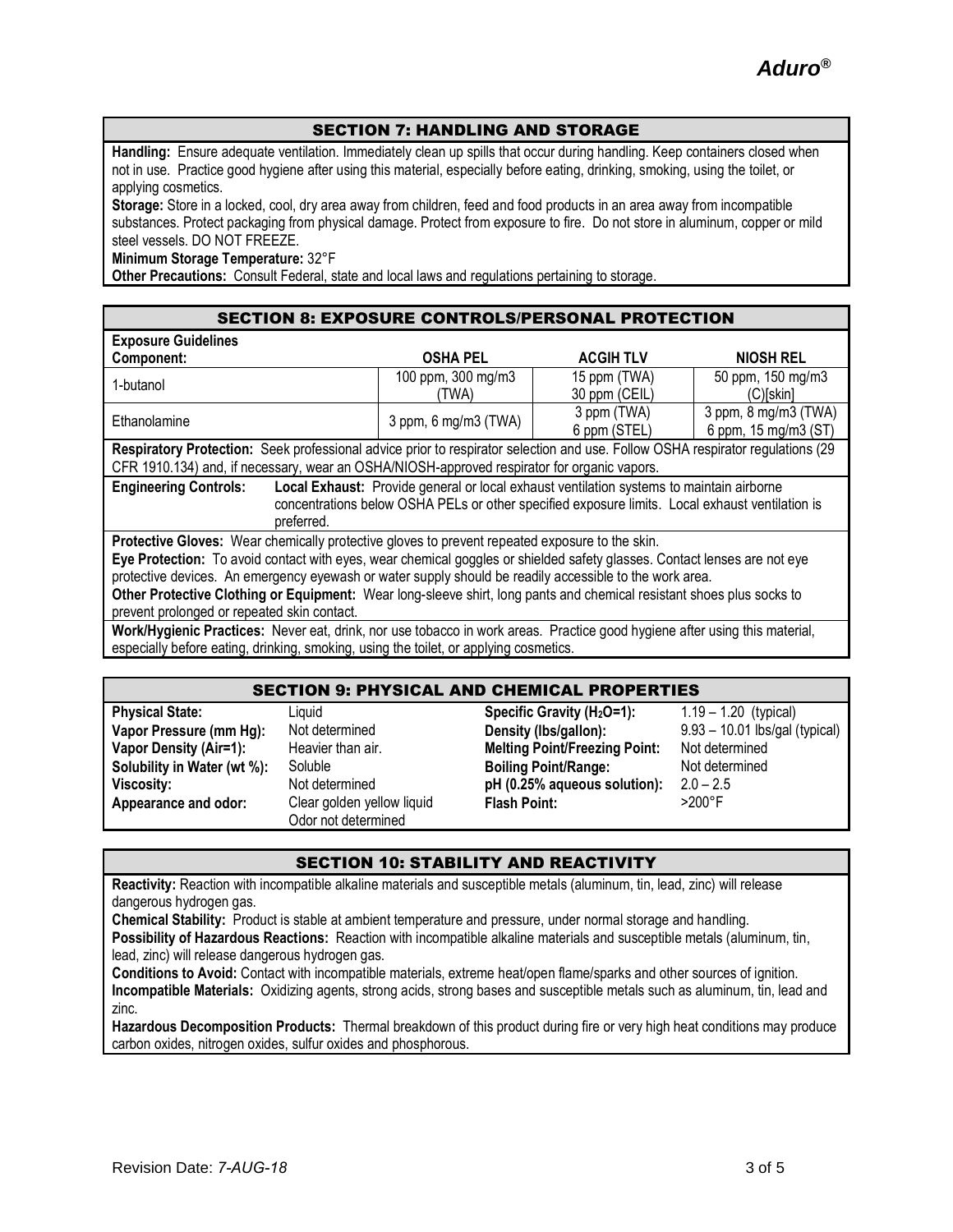## SECTION 7: HANDLING AND STORAGE

**Handling:** Ensure adequate ventilation. Immediately clean up spills that occur during handling. Keep containers closed when not in use. Practice good hygiene after using this material, especially before eating, drinking, smoking, using the toilet, or applying cosmetics.

**Storage:** Store in a locked, cool, dry area away from children, feed and food products in an area away from incompatible substances. Protect packaging from physical damage. Protect from exposure to fire. Do not store in aluminum, copper or mild steel vessels. DO NOT FREEZE.

**Minimum Storage Temperature:** 32°F

**Other Precautions:** Consult Federal, state and local laws and regulations pertaining to storage.

## SECTION 8: EXPOSURE CONTROLS/PERSONAL PROTECTION

**Exposure Guidelines**

| Component: | OSHA PEL | ACGIH TLV | NIOSH REL |
|---|---|---|---|
| 1-butanol | 100 ppm, 300 mg/m3 (TWA) | 15 ppm (TWA) 30 ppm (CEIL) | 50 ppm, 150 mg/m3 (C)[skin] |
| Ethanolamine | 3 ppm, 6 mg/m3 (TWA) | 3 ppm (TWA) 6 ppm (STEL) | 3 ppm, 8 mg/m3 (TWA) 6 ppm, 15 mg/m3 (ST) |

**Respiratory Protection:** Seek professional advice prior to respirator selection and use. Follow OSHA respirator regulations (29 CFR 1910.134) and, if necessary, wear an OSHA/NIOSH-approved respirator for organic vapors.

**Engineering Controls:** **Local Exhaust:** Provide general or local exhaust ventilation systems to maintain airborne concentrations below OSHA PELs or other specified exposure limits. Local exhaust ventilation is preferred.

**Protective Gloves:** Wear chemically protective gloves to prevent repeated exposure to the skin.

**Eye Protection:** To avoid contact with eyes, wear chemical goggles or shielded safety glasses. Contact lenses are not eye protective devices. An emergency eyewash or water supply should be readily accessible to the work area.

**Other Protective Clothing or Equipment:** Wear long-sleeve shirt, long pants and chemical resistant shoes plus socks to prevent prolonged or repeated skin contact.

**Work/Hygienic Practices:** Never eat, drink, nor use tobacco in work areas. Practice good hygiene after using this material, especially before eating, drinking, smoking, using the toilet, or applying cosmetics.

## SECTION 9: PHYSICAL AND CHEMICAL PROPERTIES

| | | | |
|---|---|---|---|
| **Physical State:** | Liquid | **Specific Gravity ($H_2O$=1):** | 1.19 – 1.20 (typical) |
| **Vapor Pressure (mm Hg):** | Not determined | **Density (lbs/gallon):** | 9.93 – 10.01 lbs/gal (typical) |
| **Vapor Density (Air=1):** | Heavier than air. | **Melting Point/Freezing Point:** | Not determined |
| **Solubility in Water (wt %):** | Soluble | **Boiling Point/Range:** | Not determined |
| **Viscosity:** | Not determined | **pH (0.25% aqueous solution):** | 2.0 – 2.5 |
| **Appearance and odor:** | Clear golden yellow liquid Odor not determined | **Flash Point:** | >200°F |

## SECTION 10: STABILITY AND REACTIVITY

**Reactivity:** Reaction with incompatible alkaline materials and susceptible metals (aluminum, tin, lead, zinc) will release dangerous hydrogen gas.

**Chemical Stability:** Product is stable at ambient temperature and pressure, under normal storage and handling.

**Possibility of Hazardous Reactions:** Reaction with incompatible alkaline materials and susceptible metals (aluminum, tin, lead, zinc) will release dangerous hydrogen gas.

**Conditions to Avoid:** Contact with incompatible materials, extreme heat/open flame/sparks and other sources of ignition.

**Incompatible Materials:** Oxidizing agents, strong acids, strong bases and susceptible metals such as aluminum, tin, lead and zinc.

**Hazardous Decomposition Products:** Thermal breakdown of this product during fire or very high heat conditions may produce carbon oxides, nitrogen oxides, sulfur oxides and phosphorous.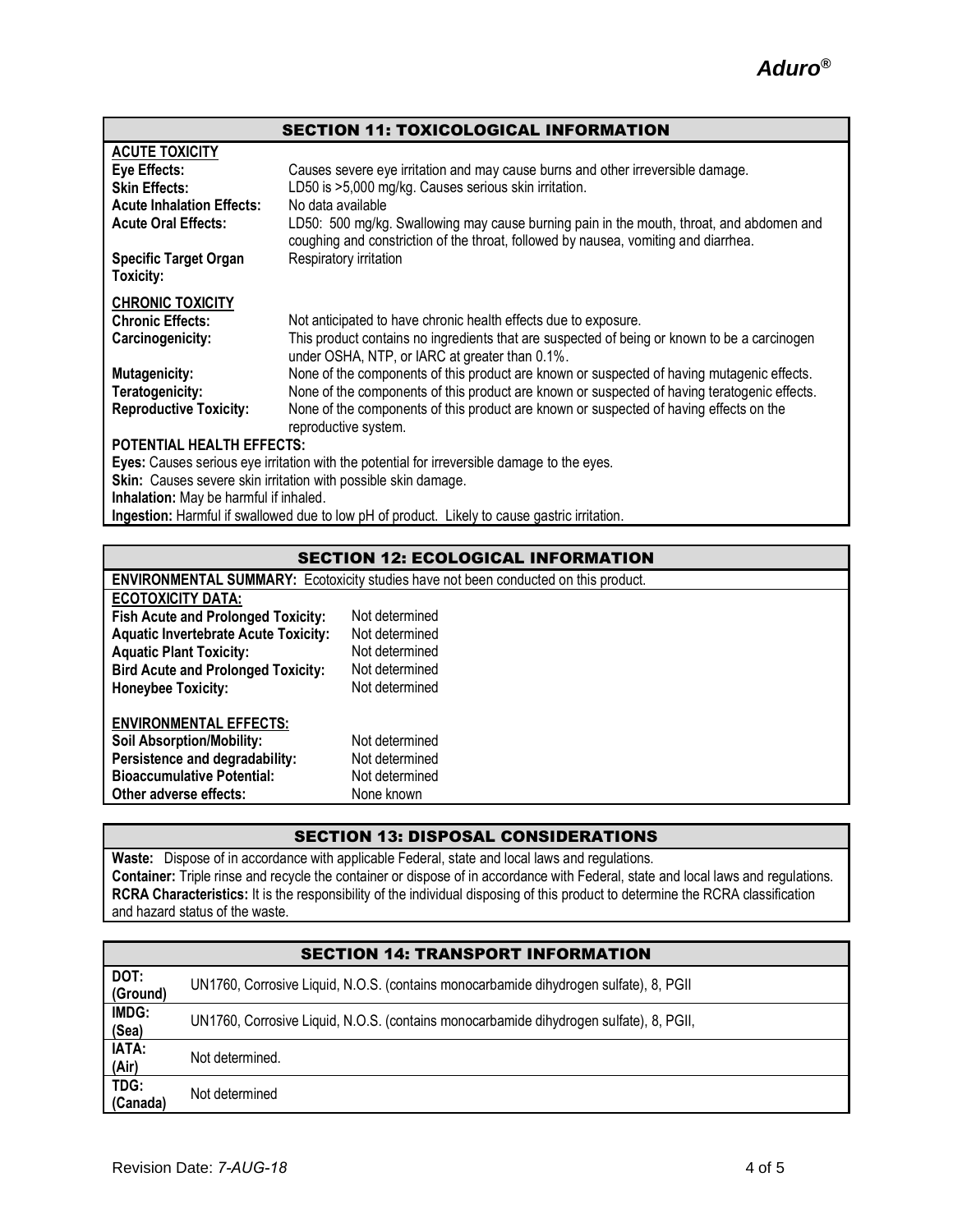## SECTION 11: TOXICOLOGICAL INFORMATION

**ACUTE TOXICITY**

| | |
|---|---|
| **Eye Effects:** | Causes severe eye irritation and may cause burns and other irreversible damage. |
| **Skin Effects:** | LD50 is >5,000 mg/kg. Causes serious skin irritation. |
| **Acute Inhalation Effects:** | No data available |
| **Acute Oral Effects:** | LD50: 500 mg/kg. Swallowing may cause burning pain in the mouth, throat, and abdomen and coughing and constriction of the throat, followed by nausea, vomiting and diarrhea. |
| **Specific Target Organ Toxicity:** | Respiratory irritation |

**CHRONIC TOXICITY**

| | |
|---|---|
| **Chronic Effects:** | Not anticipated to have chronic health effects due to exposure. |
| **Carcinogenicity:** | This product contains no ingredients that are suspected of being or known to be a carcinogen under OSHA, NTP, or IARC at greater than 0.1%. |
| **Mutagenicity:** | None of the components of this product are known or suspected of having mutagenic effects. |
| **Teratogenicity:** | None of the components of this product are known or suspected of having teratogenic effects. |
| **Reproductive Toxicity:** | None of the components of this product are known or suspected of having effects on the reproductive system. |

**POTENTIAL HEALTH EFFECTS:**

**Eyes:** Causes serious eye irritation with the potential for irreversible damage to the eyes.
**Skin:** Causes severe skin irritation with possible skin damage.
**Inhalation:** May be harmful if inhaled.
**Ingestion:** Harmful if swallowed due to low pH of product. Likely to cause gastric irritation.

## SECTION 12: ECOLOGICAL INFORMATION

**ENVIRONMENTAL SUMMARY:** Ecotoxicity studies have not been conducted on this product.

**ECOTOXICITY DATA:**

| | |
|---|---|
| **Fish Acute and Prolonged Toxicity:** | Not determined |
| **Aquatic Invertebrate Acute Toxicity:** | Not determined |
| **Aquatic Plant Toxicity:** | Not determined |
| **Bird Acute and Prolonged Toxicity:** | Not determined |
| **Honeybee Toxicity:** | Not determined |

**ENVIRONMENTAL EFFECTS:**

| | |
|---|---|
| **Soil Absorption/Mobility:** | Not determined |
| **Persistence and degradability:** | Not determined |
| **Bioaccumulative Potential:** | Not determined |
| **Other adverse effects:** | None known |

## SECTION 13: DISPOSAL CONSIDERATIONS

**Waste:** Dispose of in accordance with applicable Federal, state and local laws and regulations.
**Container:** Triple rinse and recycle the container or dispose of in accordance with Federal, state and local laws and regulations.
**RCRA Characteristics:** It is the responsibility of the individual disposing of this product to determine the RCRA classification and hazard status of the waste.

## SECTION 14: TRANSPORT INFORMATION

| | |
|---|---|
| **DOT: (Ground)** | UN1760, Corrosive Liquid, N.O.S. (contains monocarbamide dihydrogen sulfate), 8, PGII |
| **IMDG: (Sea)** | UN1760, Corrosive Liquid, N.O.S. (contains monocarbamide dihydrogen sulfate), 8, PGII, |
| **IATA: (Air)** | Not determined. |
| **TDG: (Canada)** | Not determined |

Revision Date: *7-AUG-18*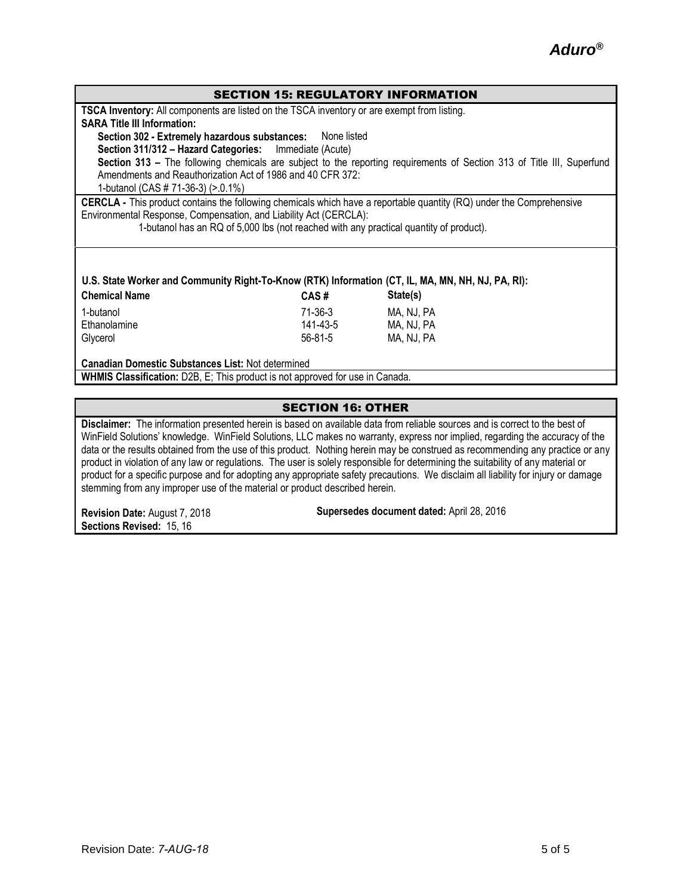## SECTION 15: REGULATORY INFORMATION

**TSCA Inventory:** All components are listed on the TSCA inventory or are exempt from listing.

**SARA Title III Information:**

**Section 302 - Extremely hazardous substances:** None listed

**Section 311/312 – Hazard Categories:** Immediate (Acute)

**Section 313 –** The following chemicals are subject to the reporting requirements of Section 313 of Title III, Superfund Amendments and Reauthorization Act of 1986 and 40 CFR 372:

1-butanol (CAS # 71-36-3) (>.0.1%)

**CERCLA -** This product contains the following chemicals which have a reportable quantity (RQ) under the Comprehensive Environmental Response, Compensation, and Liability Act (CERCLA):

1-butanol has an RQ of 5,000 lbs (not reached with any practical quantity of product).

**U.S. State Worker and Community Right-To-Know (RTK) Information (CT, IL, MA, MN, NH, NJ, PA, RI):**

| Chemical Name | CAS # | State(s) |
|---|---|---|
| 1-butanol | 71-36-3 | MA, NJ, PA |
| Ethanolamine | 141-43-5 | MA, NJ, PA |
| Glycerol | 56-81-5 | MA, NJ, PA |

**Canadian Domestic Substances List:** Not determined

**WHMIS Classification:** D2B, E; This product is not approved for use in Canada.

## SECTION 16: OTHER

**Disclaimer:** The information presented herein is based on available data from reliable sources and is correct to the best of WinField Solutions' knowledge. WinField Solutions, LLC makes no warranty, express nor implied, regarding the accuracy of the data or the results obtained from the use of this product. Nothing herein may be construed as recommending any practice or any product in violation of any law or regulations. The user is solely responsible for determining the suitability of any material or product for a specific purpose and for adopting any appropriate safety precautions. We disclaim all liability for injury or damage stemming from any improper use of the material or product described herein.

**Revision Date:** August 7, 2018

**Supersedes document dated:** April 28, 2016

**Sections Revised:** 15, 16